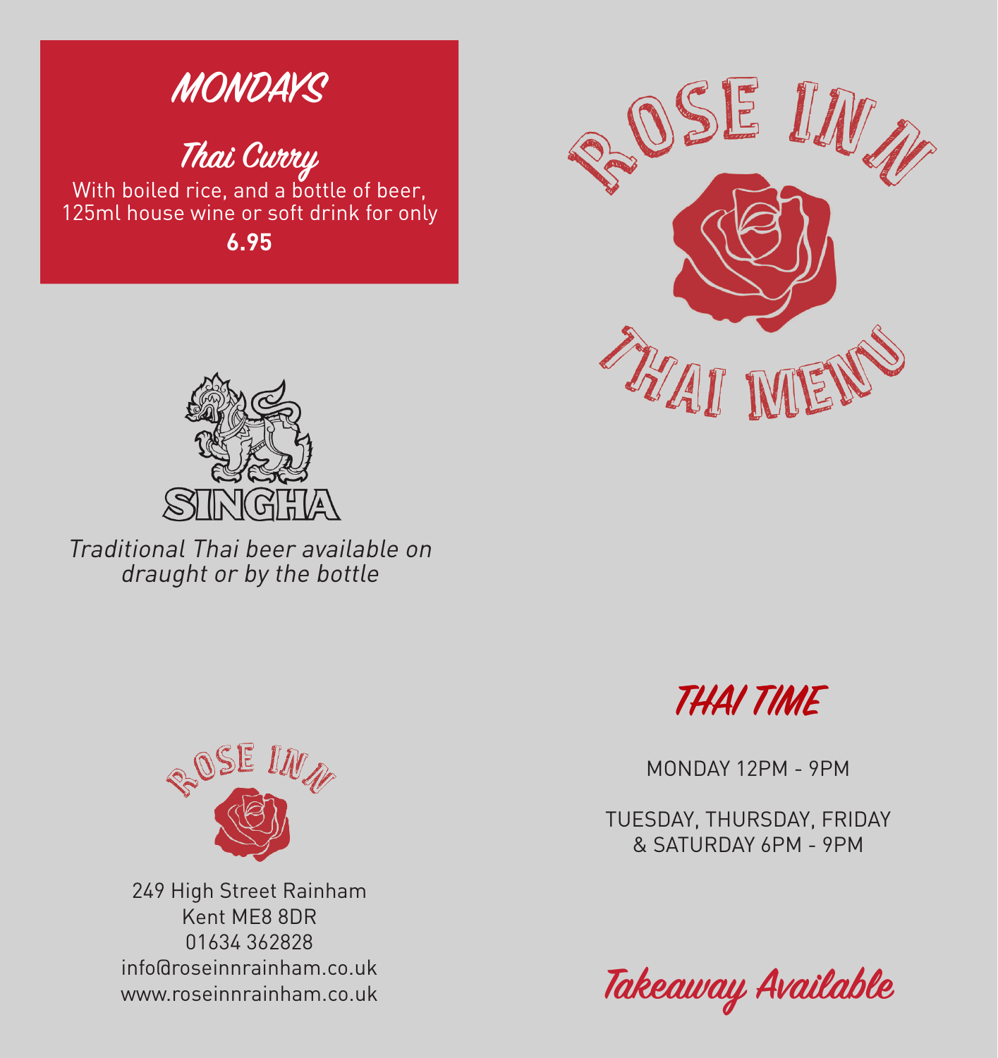## MONDAYS

### Thai Curry

With boiled rice, and a bottle of beer, 125ml house wine or soft drink for only

**6.95**

SINGHA

*Traditional Thai beer available on draught or by the bottle*

ROSE INN

249 High Street Rainham
Kent ME8 8DR
01634 362828
info@roseinnrainham.co.uk
www.roseinnrainham.co.uk

# ROSE INN

# THAI MENU

## THAI TIME

MONDAY 12PM - 9PM

TUESDAY, THURSDAY, FRIDAY & SATURDAY 6PM - 9PM

## Takeaway Available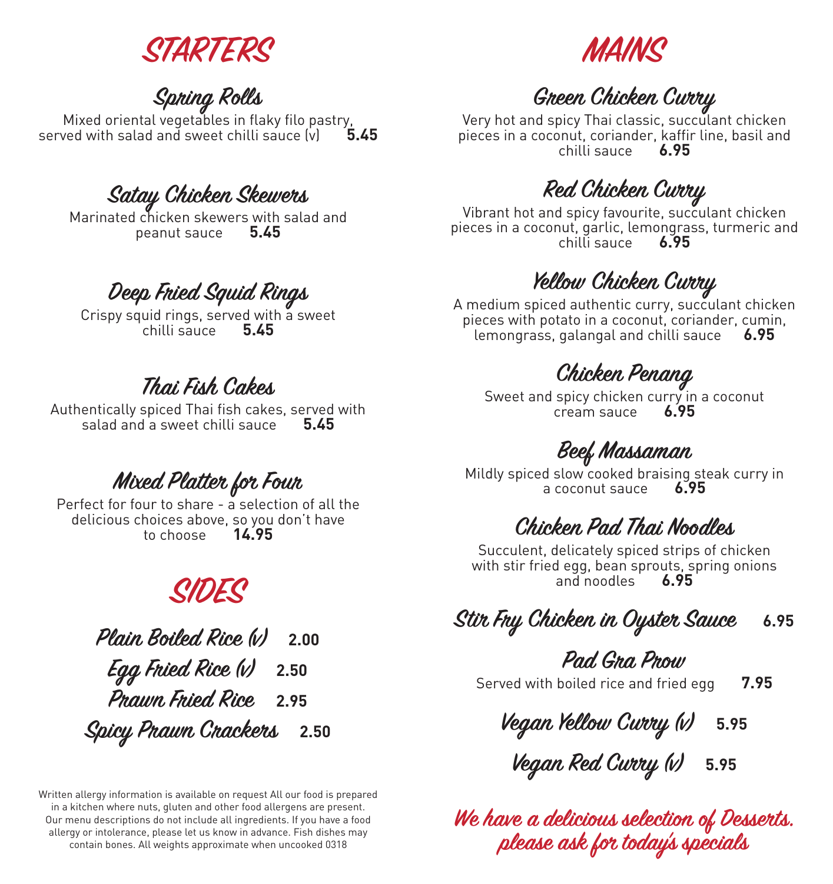# STARTERS

## Spring Rolls

Mixed oriental vegetables in flaky filo pastry, served with salad and sweet chilli sauce (v) **5.45**

## Satay Chicken Skewers

Marinated chicken skewers with salad and peanut sauce **5.45**

## Deep Fried Squid Rings

Crispy squid rings, served with a sweet chilli sauce **5.45**

## Thai Fish Cakes

Authentically spiced Thai fish cakes, served with salad and a sweet chilli sauce **5.45**

## Mixed Platter for Four

Perfect for four to share - a selection of all the delicious choices above, so you don't have to choose **14.95**

# SIDES

Plain Boiled Rice (v) **2.00**

Egg Fried Rice (v) **2.50**

Prawn Fried Rice **2.95**

Spicy Prawn Crackers **2.50**

Written allergy information is available on request All our food is prepared in a kitchen where nuts, gluten and other food allergens are present. Our menu descriptions do not include all ingredients. If you have a food allergy or intolerance, please let us know in advance. Fish dishes may contain bones. All weights approximate when uncooked 0318

# MAINS

## Green Chicken Curry

Very hot and spicy Thai classic, succulant chicken pieces in a coconut, coriander, kaffir line, basil and chilli sauce **6.95**

## Red Chicken Curry

Vibrant hot and spicy favourite, succulant chicken pieces in a coconut, garlic, lemongrass, turmeric and chilli sauce **6.95**

## Yellow Chicken Curry

A medium spiced authentic curry, succulant chicken pieces with potato in a coconut, coriander, cumin, lemongrass, galangal and chilli sauce **6.95**

## Chicken Penang

Sweet and spicy chicken curry in a coconut cream sauce **6.95**

## Beef Massaman

Mildly spiced slow cooked braising steak curry in a coconut sauce **6.95**

## Chicken Pad Thai Noodles

Succulent, delicately spiced strips of chicken with stir fried egg, bean sprouts, spring onions and noodles **6.95**

## Stir Fry Chicken in Oyster Sauce **6.95**

## Pad Gra Prow

Served with boiled rice and fried egg **7.95**

## Vegan Yellow Curry (v) **5.95**

## Vegan Red Curry (v) **5.95**

We have a delicious selection of Desserts. please ask for today's specials